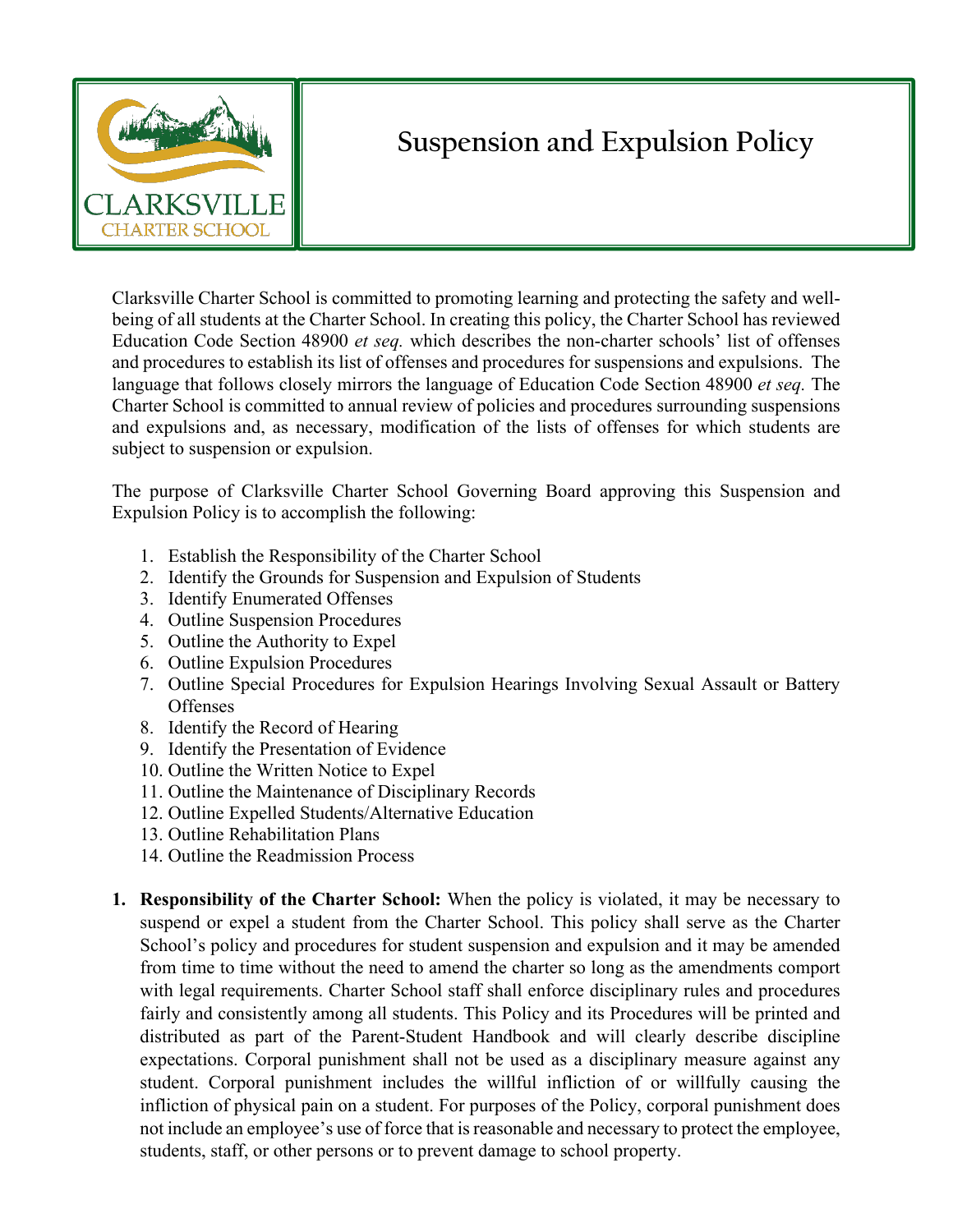# Suspension and Expulsion Policy

Clarksville Charter School is committed to promoting learning and protecting the safety and well-being of all students at the Charter School. In creating this policy, the Charter School has reviewed Education Code Section 48900 *et seq.* which describes the non-charter schools' list of offenses and procedures to establish its list of offenses and procedures for suspensions and expulsions. The language that follows closely mirrors the language of Education Code Section 48900 *et seq.* The Charter School is committed to annual review of policies and procedures surrounding suspensions and expulsions and, as necessary, modification of the lists of offenses for which students are subject to suspension or expulsion.

The purpose of Clarksville Charter School Governing Board approving this Suspension and Expulsion Policy is to accomplish the following:

1. Establish the Responsibility of the Charter School
2. Identify the Grounds for Suspension and Expulsion of Students
3. Identify Enumerated Offenses
4. Outline Suspension Procedures
5. Outline the Authority to Expel
6. Outline Expulsion Procedures
7. Outline Special Procedures for Expulsion Hearings Involving Sexual Assault or Battery Offenses
8. Identify the Record of Hearing
9. Identify the Presentation of Evidence
10. Outline the Written Notice to Expel
11. Outline the Maintenance of Disciplinary Records
12. Outline Expelled Students/Alternative Education
13. Outline Rehabilitation Plans
14. Outline the Readmission Process

1. **Responsibility of the Charter School:** When the policy is violated, it may be necessary to suspend or expel a student from the Charter School. This policy shall serve as the Charter School's policy and procedures for student suspension and expulsion and it may be amended from time to time without the need to amend the charter so long as the amendments comport with legal requirements. Charter School staff shall enforce disciplinary rules and procedures fairly and consistently among all students. This Policy and its Procedures will be printed and distributed as part of the Parent-Student Handbook and will clearly describe discipline expectations. Corporal punishment shall not be used as a disciplinary measure against any student. Corporal punishment includes the willful infliction of or willfully causing the infliction of physical pain on a student. For purposes of the Policy, corporal punishment does not include an employee's use of force that is reasonable and necessary to protect the employee, students, staff, or other persons or to prevent damage to school property.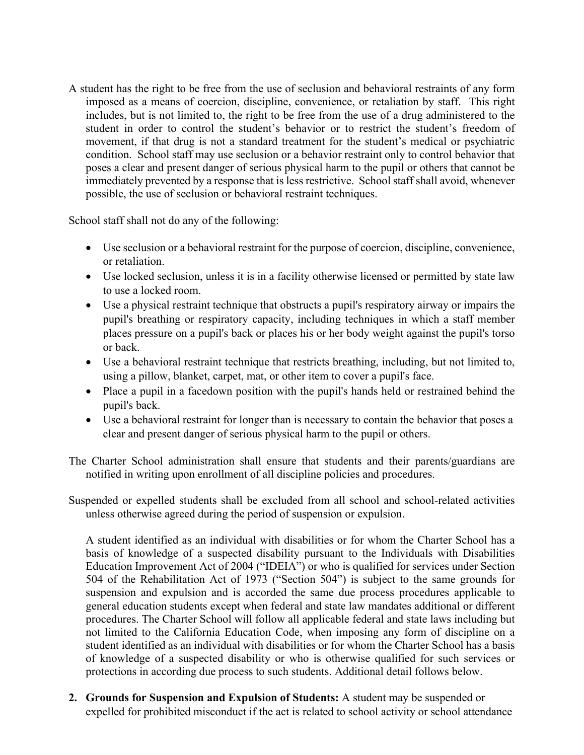A student has the right to be free from the use of seclusion and behavioral restraints of any form imposed as a means of coercion, discipline, convenience, or retaliation by staff. This right includes, but is not limited to, the right to be free from the use of a drug administered to the student in order to control the student's behavior or to restrict the student's freedom of movement, if that drug is not a standard treatment for the student's medical or psychiatric condition. School staff may use seclusion or a behavior restraint only to control behavior that poses a clear and present danger of serious physical harm to the pupil or others that cannot be immediately prevented by a response that is less restrictive. School staff shall avoid, whenever possible, the use of seclusion or behavioral restraint techniques.

School staff shall not do any of the following:

- Use seclusion or a behavioral restraint for the purpose of coercion, discipline, convenience, or retaliation.
- Use locked seclusion, unless it is in a facility otherwise licensed or permitted by state law to use a locked room.
- Use a physical restraint technique that obstructs a pupil's respiratory airway or impairs the pupil's breathing or respiratory capacity, including techniques in which a staff member places pressure on a pupil's back or places his or her body weight against the pupil's torso or back.
- Use a behavioral restraint technique that restricts breathing, including, but not limited to, using a pillow, blanket, carpet, mat, or other item to cover a pupil's face.
- Place a pupil in a facedown position with the pupil's hands held or restrained behind the pupil's back.
- Use a behavioral restraint for longer than is necessary to contain the behavior that poses a clear and present danger of serious physical harm to the pupil or others.

The Charter School administration shall ensure that students and their parents/guardians are notified in writing upon enrollment of all discipline policies and procedures.

Suspended or expelled students shall be excluded from all school and school-related activities unless otherwise agreed during the period of suspension or expulsion.

A student identified as an individual with disabilities or for whom the Charter School has a basis of knowledge of a suspected disability pursuant to the Individuals with Disabilities Education Improvement Act of 2004 ("IDEIA") or who is qualified for services under Section 504 of the Rehabilitation Act of 1973 ("Section 504") is subject to the same grounds for suspension and expulsion and is accorded the same due process procedures applicable to general education students except when federal and state law mandates additional or different procedures. The Charter School will follow all applicable federal and state laws including but not limited to the California Education Code, when imposing any form of discipline on a student identified as an individual with disabilities or for whom the Charter School has a basis of knowledge of a suspected disability or who is otherwise qualified for such services or protections in according due process to such students. Additional detail follows below.

2. **Grounds for Suspension and Expulsion of Students:** A student may be suspended or expelled for prohibited misconduct if the act is related to school activity or school attendance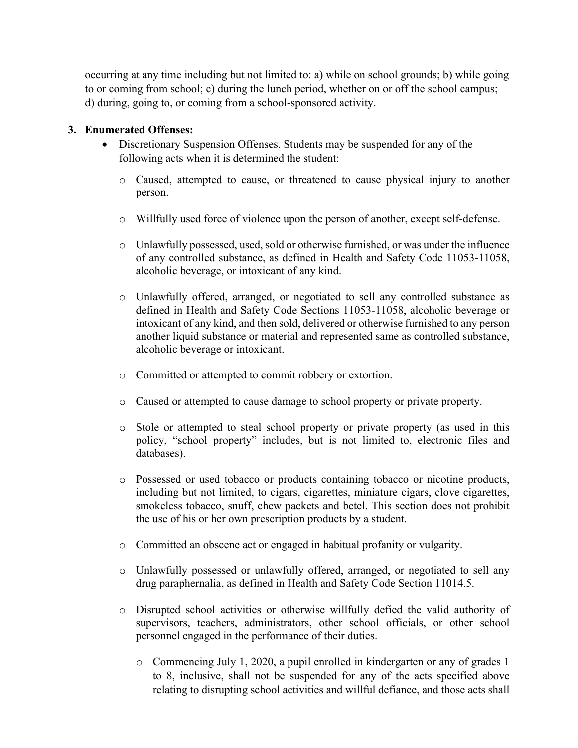occurring at any time including but not limited to: a) while on school grounds; b) while going to or coming from school; c) during the lunch period, whether on or off the school campus; d) during, going to, or coming from a school-sponsored activity.

3. **Enumerated Offenses:**
   - Discretionary Suspension Offenses. Students may be suspended for any of the following acts when it is determined the student:
     - Caused, attempted to cause, or threatened to cause physical injury to another person.
     - Willfully used force of violence upon the person of another, except self-defense.
     - Unlawfully possessed, used, sold or otherwise furnished, or was under the influence of any controlled substance, as defined in Health and Safety Code 11053-11058, alcoholic beverage, or intoxicant of any kind.
     - Unlawfully offered, arranged, or negotiated to sell any controlled substance as defined in Health and Safety Code Sections 11053-11058, alcoholic beverage or intoxicant of any kind, and then sold, delivered or otherwise furnished to any person another liquid substance or material and represented same as controlled substance, alcoholic beverage or intoxicant.
     - Committed or attempted to commit robbery or extortion.
     - Caused or attempted to cause damage to school property or private property.
     - Stole or attempted to steal school property or private property (as used in this policy, "school property" includes, but is not limited to, electronic files and databases).
     - Possessed or used tobacco or products containing tobacco or nicotine products, including but not limited, to cigars, cigarettes, miniature cigars, clove cigarettes, smokeless tobacco, snuff, chew packets and betel. This section does not prohibit the use of his or her own prescription products by a student.
     - Committed an obscene act or engaged in habitual profanity or vulgarity.
     - Unlawfully possessed or unlawfully offered, arranged, or negotiated to sell any drug paraphernalia, as defined in Health and Safety Code Section 11014.5.
     - Disrupted school activities or otherwise willfully defied the valid authority of supervisors, teachers, administrators, other school officials, or other school personnel engaged in the performance of their duties.
       - Commencing July 1, 2020, a pupil enrolled in kindergarten or any of grades 1 to 8, inclusive, shall not be suspended for any of the acts specified above relating to disrupting school activities and willful defiance, and those acts shall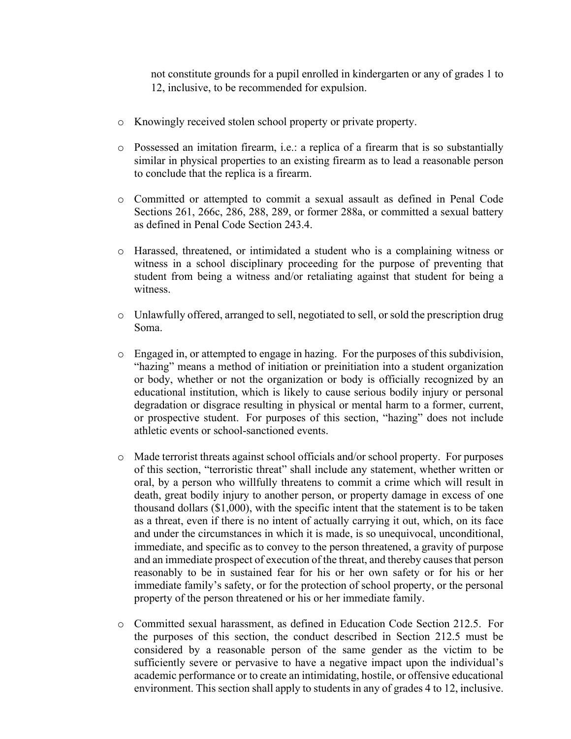not constitute grounds for a pupil enrolled in kindergarten or any of grades 1 to 12, inclusive, to be recommended for expulsion.

- Knowingly received stolen school property or private property.

- Possessed an imitation firearm, i.e.: a replica of a firearm that is so substantially similar in physical properties to an existing firearm as to lead a reasonable person to conclude that the replica is a firearm.

- Committed or attempted to commit a sexual assault as defined in Penal Code Sections 261, 266c, 286, 288, 289, or former 288a, or committed a sexual battery as defined in Penal Code Section 243.4.

- Harassed, threatened, or intimidated a student who is a complaining witness or witness in a school disciplinary proceeding for the purpose of preventing that student from being a witness and/or retaliating against that student for being a witness.

- Unlawfully offered, arranged to sell, negotiated to sell, or sold the prescription drug Soma.

- Engaged in, or attempted to engage in hazing. For the purposes of this subdivision, "hazing" means a method of initiation or preinitiation into a student organization or body, whether or not the organization or body is officially recognized by an educational institution, which is likely to cause serious bodily injury or personal degradation or disgrace resulting in physical or mental harm to a former, current, or prospective student. For purposes of this section, "hazing" does not include athletic events or school-sanctioned events.

- Made terrorist threats against school officials and/or school property. For purposes of this section, "terroristic threat" shall include any statement, whether written or oral, by a person who willfully threatens to commit a crime which will result in death, great bodily injury to another person, or property damage in excess of one thousand dollars ($1,000), with the specific intent that the statement is to be taken as a threat, even if there is no intent of actually carrying it out, which, on its face and under the circumstances in which it is made, is so unequivocal, unconditional, immediate, and specific as to convey to the person threatened, a gravity of purpose and an immediate prospect of execution of the threat, and thereby causes that person reasonably to be in sustained fear for his or her own safety or for his or her immediate family's safety, or for the protection of school property, or the personal property of the person threatened or his or her immediate family.

- Committed sexual harassment, as defined in Education Code Section 212.5. For the purposes of this section, the conduct described in Section 212.5 must be considered by a reasonable person of the same gender as the victim to be sufficiently severe or pervasive to have a negative impact upon the individual's academic performance or to create an intimidating, hostile, or offensive educational environment. This section shall apply to students in any of grades 4 to 12, inclusive.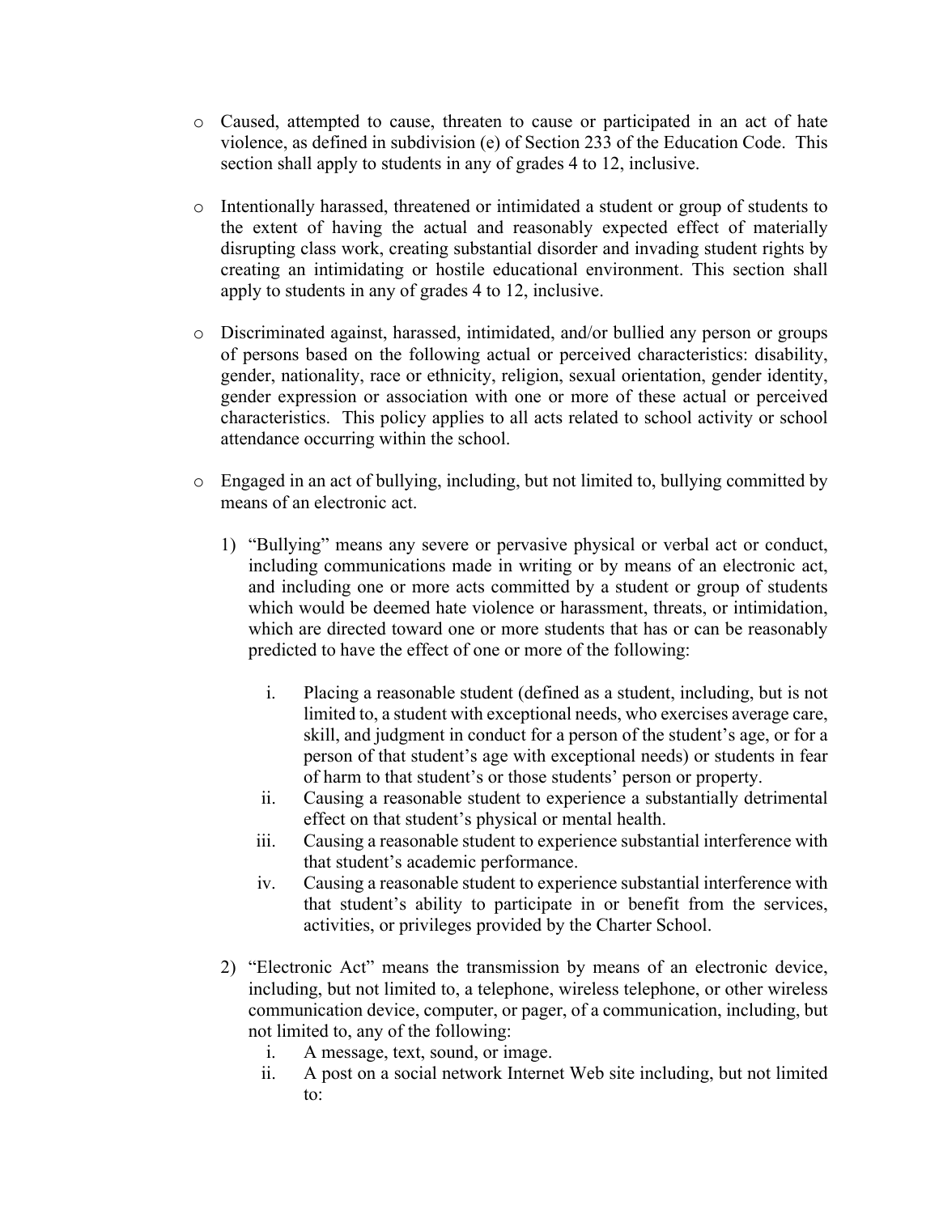- Caused, attempted to cause, threaten to cause or participated in an act of hate violence, as defined in subdivision (e) of Section 233 of the Education Code. This section shall apply to students in any of grades 4 to 12, inclusive.

- Intentionally harassed, threatened or intimidated a student or group of students to the extent of having the actual and reasonably expected effect of materially disrupting class work, creating substantial disorder and invading student rights by creating an intimidating or hostile educational environment. This section shall apply to students in any of grades 4 to 12, inclusive.

- Discriminated against, harassed, intimidated, and/or bullied any person or groups of persons based on the following actual or perceived characteristics: disability, gender, nationality, race or ethnicity, religion, sexual orientation, gender identity, gender expression or association with one or more of these actual or perceived characteristics. This policy applies to all acts related to school activity or school attendance occurring within the school.

- Engaged in an act of bullying, including, but not limited to, bullying committed by means of an electronic act.

  1) "Bullying" means any severe or pervasive physical or verbal act or conduct, including communications made in writing or by means of an electronic act, and including one or more acts committed by a student or group of students which would be deemed hate violence or harassment, threats, or intimidation, which are directed toward one or more students that has or can be reasonably predicted to have the effect of one or more of the following:

     i. Placing a reasonable student (defined as a student, including, but is not limited to, a student with exceptional needs, who exercises average care, skill, and judgment in conduct for a person of the student's age, or for a person of that student's age with exceptional needs) or students in fear of harm to that student's or those students' person or property.
     ii. Causing a reasonable student to experience a substantially detrimental effect on that student's physical or mental health.
     iii. Causing a reasonable student to experience substantial interference with that student's academic performance.
     iv. Causing a reasonable student to experience substantial interference with that student's ability to participate in or benefit from the services, activities, or privileges provided by the Charter School.

  2) "Electronic Act" means the transmission by means of an electronic device, including, but not limited to, a telephone, wireless telephone, or other wireless communication device, computer, or pager, of a communication, including, but not limited to, any of the following:
     i. A message, text, sound, or image.
     ii. A post on a social network Internet Web site including, but not limited to: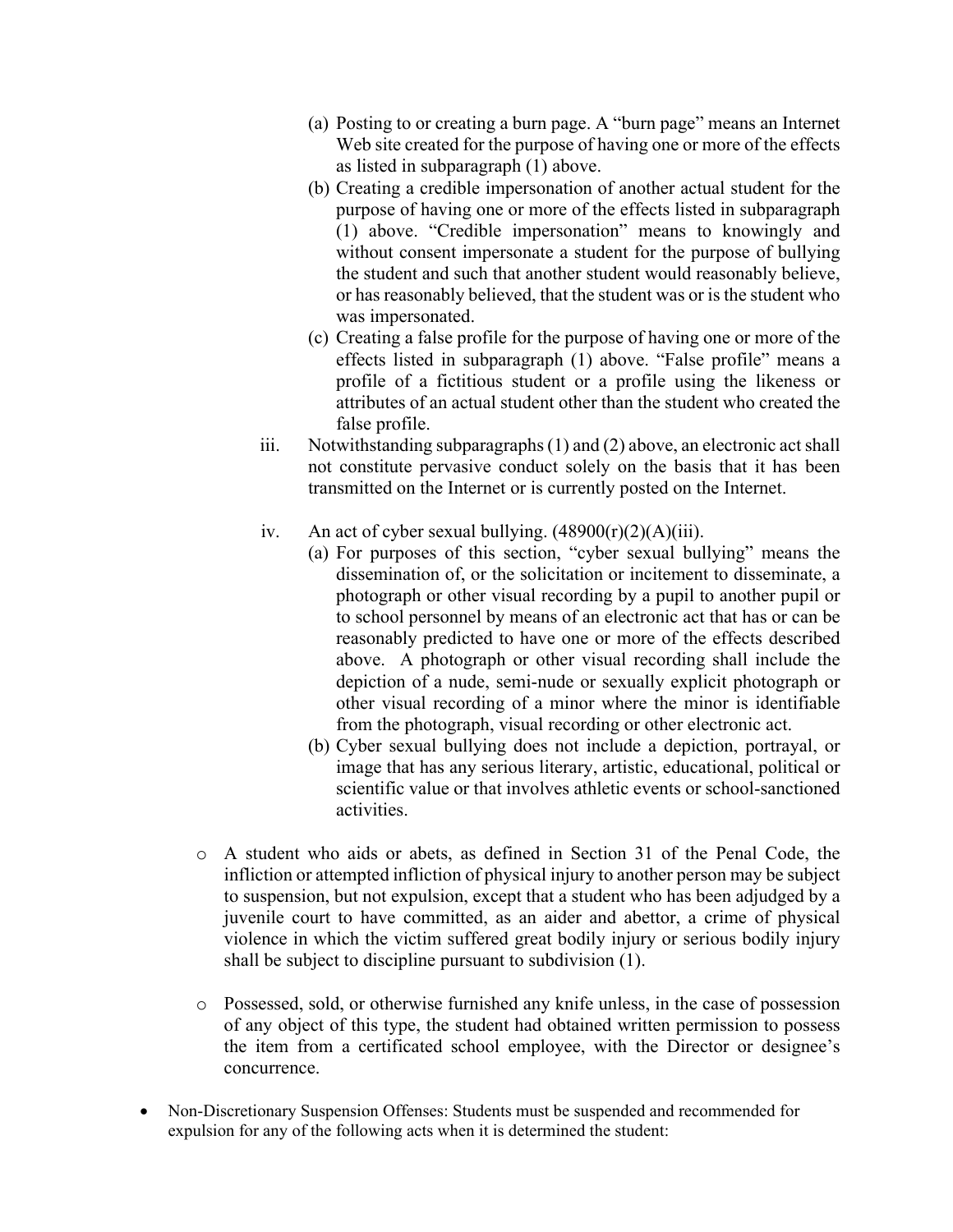- (a) Posting to or creating a burn page. A "burn page" means an Internet Web site created for the purpose of having one or more of the effects as listed in subparagraph (1) above.
   - (b) Creating a credible impersonation of another actual student for the purpose of having one or more of the effects listed in subparagraph (1) above. "Credible impersonation" means to knowingly and without consent impersonate a student for the purpose of bullying the student and such that another student would reasonably believe, or has reasonably believed, that the student was or is the student who was impersonated.
   - (c) Creating a false profile for the purpose of having one or more of the effects listed in subparagraph (1) above. "False profile" means a profile of a fictitious student or a profile using the likeness or attributes of an actual student other than the student who created the false profile.

iii. Notwithstanding subparagraphs (1) and (2) above, an electronic act shall not constitute pervasive conduct solely on the basis that it has been transmitted on the Internet or is currently posted on the Internet.

iv. An act of cyber sexual bullying. (48900(r)(2)(A)(iii).
   - (a) For purposes of this section, "cyber sexual bullying" means the dissemination of, or the solicitation or incitement to disseminate, a photograph or other visual recording by a pupil to another pupil or to school personnel by means of an electronic act that has or can be reasonably predicted to have one or more of the effects described above. A photograph or other visual recording shall include the depiction of a nude, semi-nude or sexually explicit photograph or other visual recording of a minor where the minor is identifiable from the photograph, visual recording or other electronic act.
   - (b) Cyber sexual bullying does not include a depiction, portrayal, or image that has any serious literary, artistic, educational, political or scientific value or that involves athletic events or school-sanctioned activities.

- A student who aids or abets, as defined in Section 31 of the Penal Code, the infliction or attempted infliction of physical injury to another person may be subject to suspension, but not expulsion, except that a student who has been adjudged by a juvenile court to have committed, as an aider and abettor, a crime of physical violence in which the victim suffered great bodily injury or serious bodily injury shall be subject to discipline pursuant to subdivision (1).

- Possessed, sold, or otherwise furnished any knife unless, in the case of possession of any object of this type, the student had obtained written permission to possess the item from a certificated school employee, with the Director or designee's concurrence.

- Non-Discretionary Suspension Offenses: Students must be suspended and recommended for expulsion for any of the following acts when it is determined the student: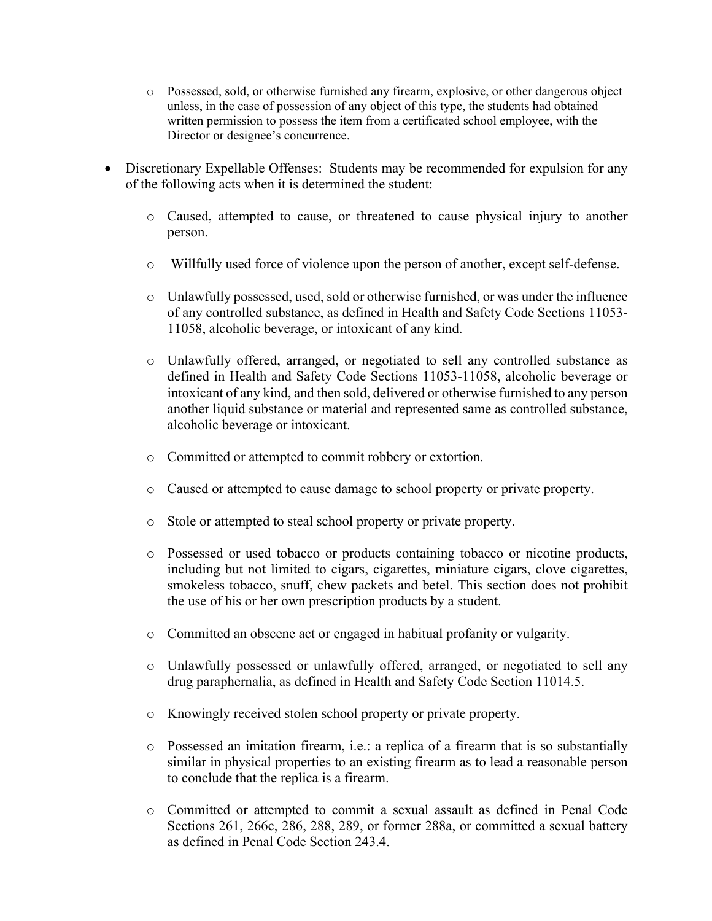- Possessed, sold, or otherwise furnished any firearm, explosive, or other dangerous object unless, in the case of possession of any object of this type, the students had obtained written permission to possess the item from a certificated school employee, with the Director or designee's concurrence.

- Discretionary Expellable Offenses: Students may be recommended for expulsion for any of the following acts when it is determined the student:

  - Caused, attempted to cause, or threatened to cause physical injury to another person.

  - Willfully used force of violence upon the person of another, except self-defense.

  - Unlawfully possessed, used, sold or otherwise furnished, or was under the influence of any controlled substance, as defined in Health and Safety Code Sections 11053-11058, alcoholic beverage, or intoxicant of any kind.

  - Unlawfully offered, arranged, or negotiated to sell any controlled substance as defined in Health and Safety Code Sections 11053-11058, alcoholic beverage or intoxicant of any kind, and then sold, delivered or otherwise furnished to any person another liquid substance or material and represented same as controlled substance, alcoholic beverage or intoxicant.

  - Committed or attempted to commit robbery or extortion.

  - Caused or attempted to cause damage to school property or private property.

  - Stole or attempted to steal school property or private property.

  - Possessed or used tobacco or products containing tobacco or nicotine products, including but not limited to cigars, cigarettes, miniature cigars, clove cigarettes, smokeless tobacco, snuff, chew packets and betel. This section does not prohibit the use of his or her own prescription products by a student.

  - Committed an obscene act or engaged in habitual profanity or vulgarity.

  - Unlawfully possessed or unlawfully offered, arranged, or negotiated to sell any drug paraphernalia, as defined in Health and Safety Code Section 11014.5.

  - Knowingly received stolen school property or private property.

  - Possessed an imitation firearm, i.e.: a replica of a firearm that is so substantially similar in physical properties to an existing firearm as to lead a reasonable person to conclude that the replica is a firearm.

  - Committed or attempted to commit a sexual assault as defined in Penal Code Sections 261, 266c, 286, 288, 289, or former 288a, or committed a sexual battery as defined in Penal Code Section 243.4.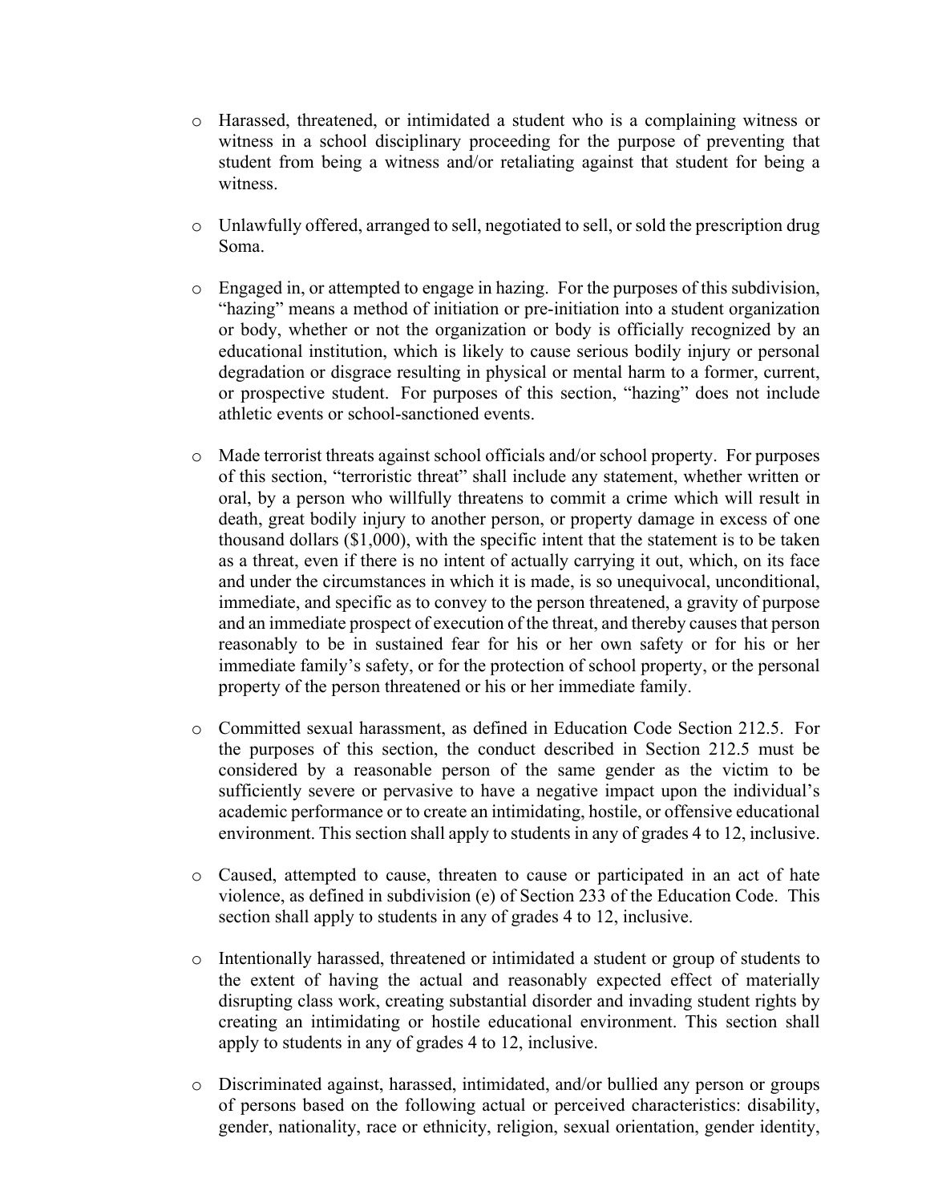- Harassed, threatened, or intimidated a student who is a complaining witness or witness in a school disciplinary proceeding for the purpose of preventing that student from being a witness and/or retaliating against that student for being a witness.

- Unlawfully offered, arranged to sell, negotiated to sell, or sold the prescription drug Soma.

- Engaged in, or attempted to engage in hazing. For the purposes of this subdivision, "hazing" means a method of initiation or pre-initiation into a student organization or body, whether or not the organization or body is officially recognized by an educational institution, which is likely to cause serious bodily injury or personal degradation or disgrace resulting in physical or mental harm to a former, current, or prospective student. For purposes of this section, "hazing" does not include athletic events or school-sanctioned events.

- Made terrorist threats against school officials and/or school property. For purposes of this section, "terroristic threat" shall include any statement, whether written or oral, by a person who willfully threatens to commit a crime which will result in death, great bodily injury to another person, or property damage in excess of one thousand dollars ($1,000), with the specific intent that the statement is to be taken as a threat, even if there is no intent of actually carrying it out, which, on its face and under the circumstances in which it is made, is so unequivocal, unconditional, immediate, and specific as to convey to the person threatened, a gravity of purpose and an immediate prospect of execution of the threat, and thereby causes that person reasonably to be in sustained fear for his or her own safety or for his or her immediate family's safety, or for the protection of school property, or the personal property of the person threatened or his or her immediate family.

- Committed sexual harassment, as defined in Education Code Section 212.5. For the purposes of this section, the conduct described in Section 212.5 must be considered by a reasonable person of the same gender as the victim to be sufficiently severe or pervasive to have a negative impact upon the individual's academic performance or to create an intimidating, hostile, or offensive educational environment. This section shall apply to students in any of grades 4 to 12, inclusive.

- Caused, attempted to cause, threaten to cause or participated in an act of hate violence, as defined in subdivision (e) of Section 233 of the Education Code. This section shall apply to students in any of grades 4 to 12, inclusive.

- Intentionally harassed, threatened or intimidated a student or group of students to the extent of having the actual and reasonably expected effect of materially disrupting class work, creating substantial disorder and invading student rights by creating an intimidating or hostile educational environment. This section shall apply to students in any of grades 4 to 12, inclusive.

- Discriminated against, harassed, intimidated, and/or bullied any person or groups of persons based on the following actual or perceived characteristics: disability, gender, nationality, race or ethnicity, religion, sexual orientation, gender identity,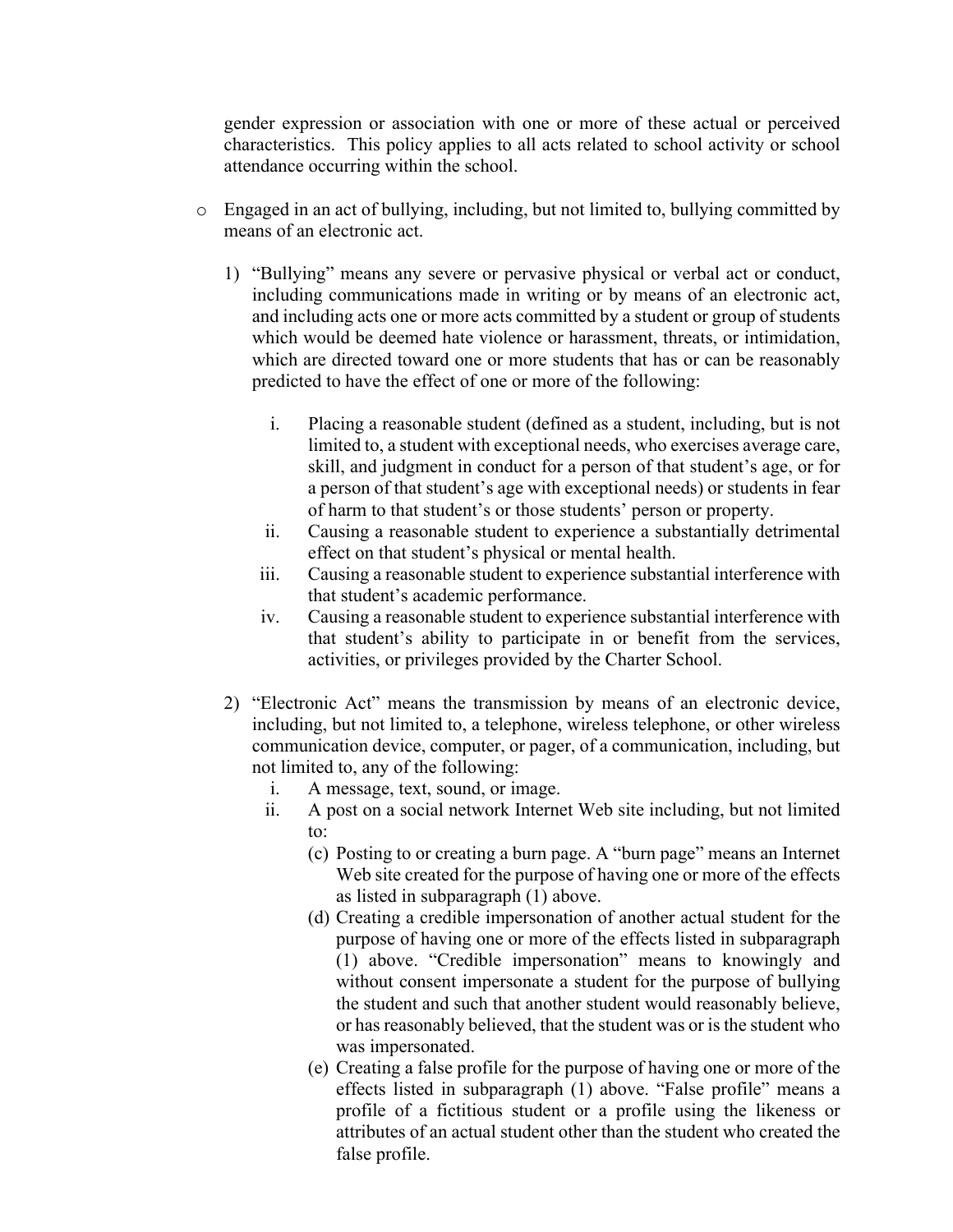gender expression or association with one or more of these actual or perceived characteristics. This policy applies to all acts related to school activity or school attendance occurring within the school.

- Engaged in an act of bullying, including, but not limited to, bullying committed by means of an electronic act.

  1) "Bullying" means any severe or pervasive physical or verbal act or conduct, including communications made in writing or by means of an electronic act, and including acts one or more acts committed by a student or group of students which would be deemed hate violence or harassment, threats, or intimidation, which are directed toward one or more students that has or can be reasonably predicted to have the effect of one or more of the following:

     i. Placing a reasonable student (defined as a student, including, but is not limited to, a student with exceptional needs, who exercises average care, skill, and judgment in conduct for a person of that student's age, or for a person of that student's age with exceptional needs) or students in fear of harm to that student's or those students' person or property.
     ii. Causing a reasonable student to experience a substantially detrimental effect on that student's physical or mental health.
     iii. Causing a reasonable student to experience substantial interference with that student's academic performance.
     iv. Causing a reasonable student to experience substantial interference with that student's ability to participate in or benefit from the services, activities, or privileges provided by the Charter School.

  2) "Electronic Act" means the transmission by means of an electronic device, including, but not limited to, a telephone, wireless telephone, or other wireless communication device, computer, or pager, of a communication, including, but not limited to, any of the following:
     i. A message, text, sound, or image.
     ii. A post on a social network Internet Web site including, but not limited to:
        (c) Posting to or creating a burn page. A "burn page" means an Internet Web site created for the purpose of having one or more of the effects as listed in subparagraph (1) above.
        (d) Creating a credible impersonation of another actual student for the purpose of having one or more of the effects listed in subparagraph (1) above. "Credible impersonation" means to knowingly and without consent impersonate a student for the purpose of bullying the student and such that another student would reasonably believe, or has reasonably believed, that the student was or is the student who was impersonated.
        (e) Creating a false profile for the purpose of having one or more of the effects listed in subparagraph (1) above. "False profile" means a profile of a fictitious student or a profile using the likeness or attributes of an actual student other than the student who created the false profile.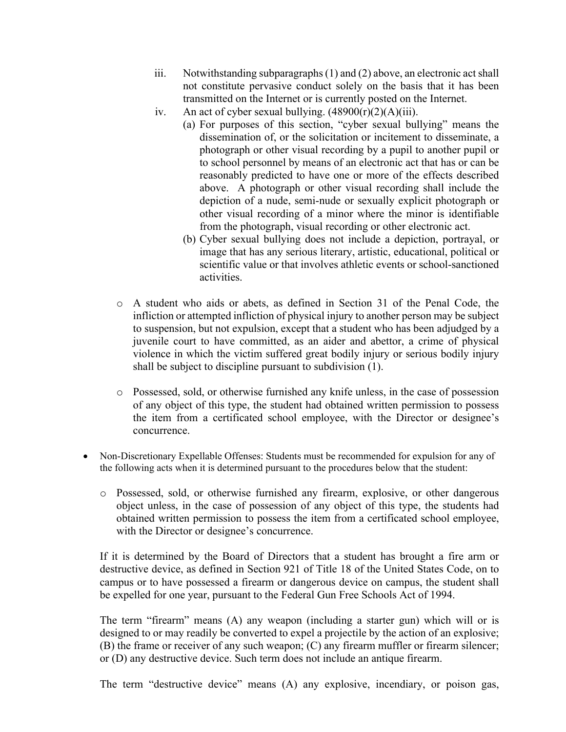iii. Notwithstanding subparagraphs (1) and (2) above, an electronic act shall not constitute pervasive conduct solely on the basis that it has been transmitted on the Internet or is currently posted on the Internet.
    iv. An act of cyber sexual bullying. (48900(r)(2)(A)(iii).
        (a) For purposes of this section, "cyber sexual bullying" means the dissemination of, or the solicitation or incitement to disseminate, a photograph or other visual recording by a pupil to another pupil or to school personnel by means of an electronic act that has or can be reasonably predicted to have one or more of the effects described above. A photograph or other visual recording shall include the depiction of a nude, semi-nude or sexually explicit photograph or other visual recording of a minor where the minor is identifiable from the photograph, visual recording or other electronic act.
        (b) Cyber sexual bullying does not include a depiction, portrayal, or image that has any serious literary, artistic, educational, political or scientific value or that involves athletic events or school-sanctioned activities.

  - A student who aids or abets, as defined in Section 31 of the Penal Code, the infliction or attempted infliction of physical injury to another person may be subject to suspension, but not expulsion, except that a student who has been adjudged by a juvenile court to have committed, as an aider and abettor, a crime of physical violence in which the victim suffered great bodily injury or serious bodily injury shall be subject to discipline pursuant to subdivision (1).

  - Possessed, sold, or otherwise furnished any knife unless, in the case of possession of any object of this type, the student had obtained written permission to possess the item from a certificated school employee, with the Director or designee's concurrence.

- Non-Discretionary Expellable Offenses: Students must be recommended for expulsion for any of the following acts when it is determined pursuant to the procedures below that the student:

  - Possessed, sold, or otherwise furnished any firearm, explosive, or other dangerous object unless, in the case of possession of any object of this type, the students had obtained written permission to possess the item from a certificated school employee, with the Director or designee's concurrence.

  If it is determined by the Board of Directors that a student has brought a fire arm or destructive device, as defined in Section 921 of Title 18 of the United States Code, on to campus or to have possessed a firearm or dangerous device on campus, the student shall be expelled for one year, pursuant to the Federal Gun Free Schools Act of 1994.

  The term "firearm" means (A) any weapon (including a starter gun) which will or is designed to or may readily be converted to expel a projectile by the action of an explosive; (B) the frame or receiver of any such weapon; (C) any firearm muffler or firearm silencer; or (D) any destructive device. Such term does not include an antique firearm.

  The term "destructive device" means (A) any explosive, incendiary, or poison gas,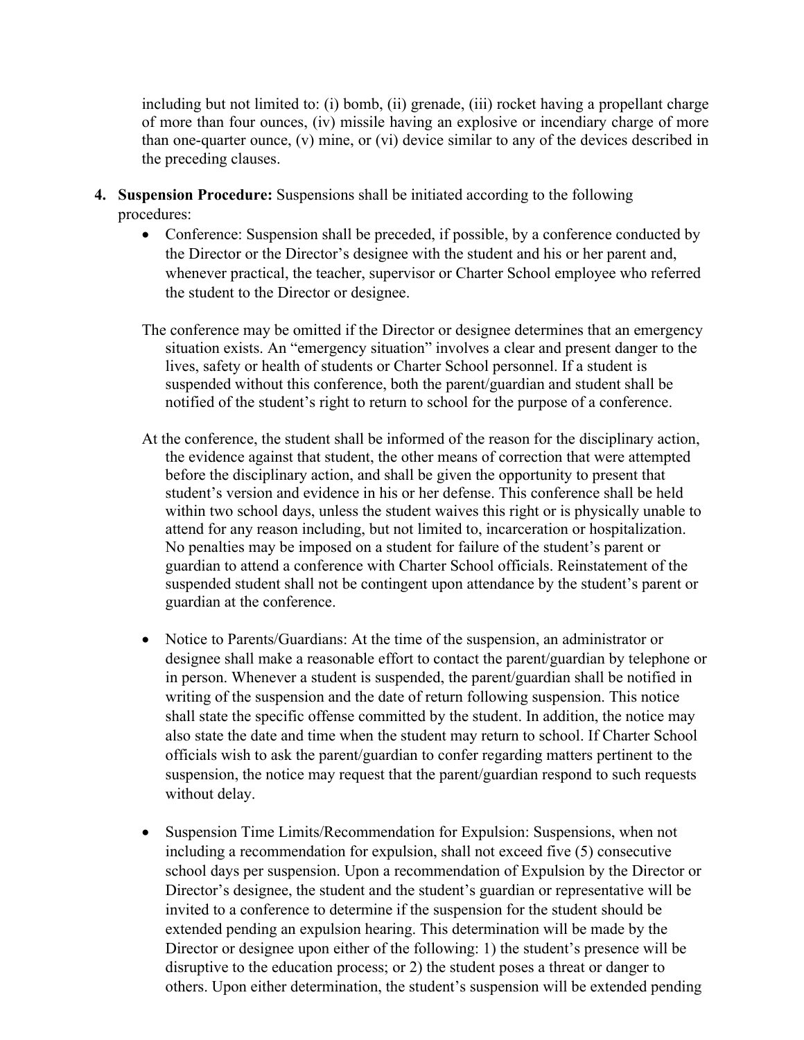including but not limited to: (i) bomb, (ii) grenade, (iii) rocket having a propellant charge of more than four ounces, (iv) missile having an explosive or incendiary charge of more than one-quarter ounce, (v) mine, or (vi) device similar to any of the devices described in the preceding clauses.

4. **Suspension Procedure:** Suspensions shall be initiated according to the following procedures:
   - Conference: Suspension shall be preceded, if possible, by a conference conducted by the Director or the Director's designee with the student and his or her parent and, whenever practical, the teacher, supervisor or Charter School employee who referred the student to the Director or designee.

   The conference may be omitted if the Director or designee determines that an emergency situation exists. An "emergency situation" involves a clear and present danger to the lives, safety or health of students or Charter School personnel. If a student is suspended without this conference, both the parent/guardian and student shall be notified of the student's right to return to school for the purpose of a conference.

   At the conference, the student shall be informed of the reason for the disciplinary action, the evidence against that student, the other means of correction that were attempted before the disciplinary action, and shall be given the opportunity to present that student's version and evidence in his or her defense. This conference shall be held within two school days, unless the student waives this right or is physically unable to attend for any reason including, but not limited to, incarceration or hospitalization. No penalties may be imposed on a student for failure of the student's parent or guardian to attend a conference with Charter School officials. Reinstatement of the suspended student shall not be contingent upon attendance by the student's parent or guardian at the conference.

   - Notice to Parents/Guardians: At the time of the suspension, an administrator or designee shall make a reasonable effort to contact the parent/guardian by telephone or in person. Whenever a student is suspended, the parent/guardian shall be notified in writing of the suspension and the date of return following suspension. This notice shall state the specific offense committed by the student. In addition, the notice may also state the date and time when the student may return to school. If Charter School officials wish to ask the parent/guardian to confer regarding matters pertinent to the suspension, the notice may request that the parent/guardian respond to such requests without delay.

   - Suspension Time Limits/Recommendation for Expulsion: Suspensions, when not including a recommendation for expulsion, shall not exceed five (5) consecutive school days per suspension. Upon a recommendation of Expulsion by the Director or Director's designee, the student and the student's guardian or representative will be invited to a conference to determine if the suspension for the student should be extended pending an expulsion hearing. This determination will be made by the Director or designee upon either of the following: 1) the student's presence will be disruptive to the education process; or 2) the student poses a threat or danger to others. Upon either determination, the student's suspension will be extended pending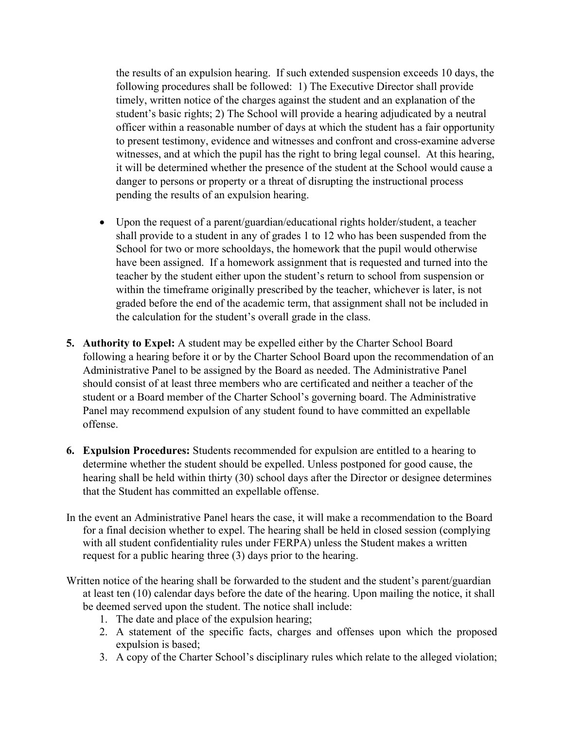the results of an expulsion hearing. If such extended suspension exceeds 10 days, the following procedures shall be followed: 1) The Executive Director shall provide timely, written notice of the charges against the student and an explanation of the student's basic rights; 2) The School will provide a hearing adjudicated by a neutral officer within a reasonable number of days at which the student has a fair opportunity to present testimony, evidence and witnesses and confront and cross-examine adverse witnesses, and at which the pupil has the right to bring legal counsel. At this hearing, it will be determined whether the presence of the student at the School would cause a danger to persons or property or a threat of disrupting the instructional process pending the results of an expulsion hearing.

- Upon the request of a parent/guardian/educational rights holder/student, a teacher shall provide to a student in any of grades 1 to 12 who has been suspended from the School for two or more schooldays, the homework that the pupil would otherwise have been assigned. If a homework assignment that is requested and turned into the teacher by the student either upon the student's return to school from suspension or within the timeframe originally prescribed by the teacher, whichever is later, is not graded before the end of the academic term, that assignment shall not be included in the calculation for the student's overall grade in the class.

5. **Authority to Expel:** A student may be expelled either by the Charter School Board following a hearing before it or by the Charter School Board upon the recommendation of an Administrative Panel to be assigned by the Board as needed. The Administrative Panel should consist of at least three members who are certificated and neither a teacher of the student or a Board member of the Charter School's governing board. The Administrative Panel may recommend expulsion of any student found to have committed an expellable offense.

6. **Expulsion Procedures:** Students recommended for expulsion are entitled to a hearing to determine whether the student should be expelled. Unless postponed for good cause, the hearing shall be held within thirty (30) school days after the Director or designee determines that the Student has committed an expellable offense.

In the event an Administrative Panel hears the case, it will make a recommendation to the Board for a final decision whether to expel. The hearing shall be held in closed session (complying with all student confidentiality rules under FERPA) unless the Student makes a written request for a public hearing three (3) days prior to the hearing.

Written notice of the hearing shall be forwarded to the student and the student's parent/guardian at least ten (10) calendar days before the date of the hearing. Upon mailing the notice, it shall be deemed served upon the student. The notice shall include:

1. The date and place of the expulsion hearing;
2. A statement of the specific facts, charges and offenses upon which the proposed expulsion is based;
3. A copy of the Charter School's disciplinary rules which relate to the alleged violation;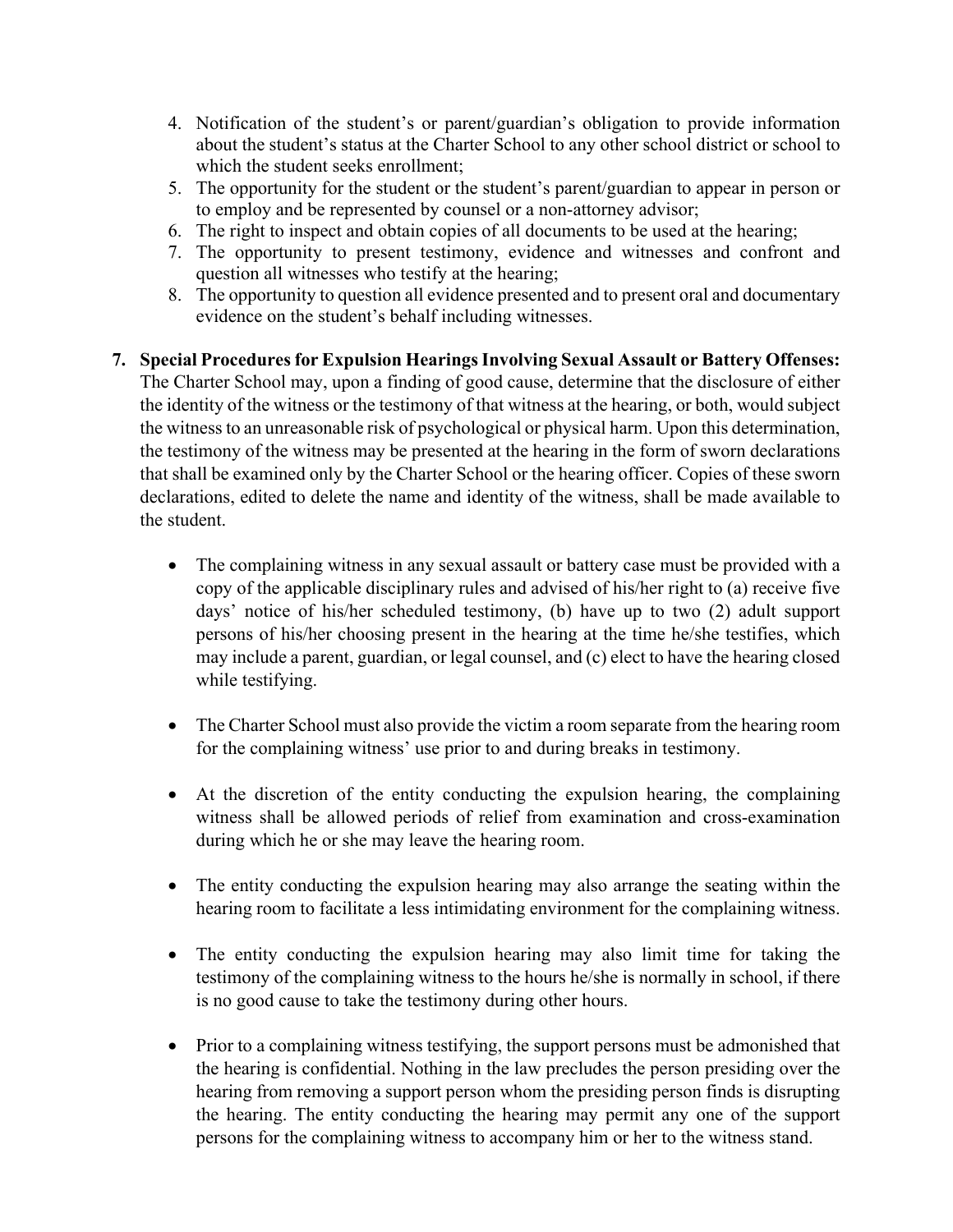4. Notification of the student's or parent/guardian's obligation to provide information about the student's status at the Charter School to any other school district or school to which the student seeks enrollment;
5. The opportunity for the student or the student's parent/guardian to appear in person or to employ and be represented by counsel or a non-attorney advisor;
6. The right to inspect and obtain copies of all documents to be used at the hearing;
7. The opportunity to present testimony, evidence and witnesses and confront and question all witnesses who testify at the hearing;
8. The opportunity to question all evidence presented and to present oral and documentary evidence on the student's behalf including witnesses.

7. **Special Procedures for Expulsion Hearings Involving Sexual Assault or Battery Offenses:** The Charter School may, upon a finding of good cause, determine that the disclosure of either the identity of the witness or the testimony of that witness at the hearing, or both, would subject the witness to an unreasonable risk of psychological or physical harm. Upon this determination, the testimony of the witness may be presented at the hearing in the form of sworn declarations that shall be examined only by the Charter School or the hearing officer. Copies of these sworn declarations, edited to delete the name and identity of the witness, shall be made available to the student.

   - The complaining witness in any sexual assault or battery case must be provided with a copy of the applicable disciplinary rules and advised of his/her right to (a) receive five days' notice of his/her scheduled testimony, (b) have up to two (2) adult support persons of his/her choosing present in the hearing at the time he/she testifies, which may include a parent, guardian, or legal counsel, and (c) elect to have the hearing closed while testifying.

   - The Charter School must also provide the victim a room separate from the hearing room for the complaining witness' use prior to and during breaks in testimony.

   - At the discretion of the entity conducting the expulsion hearing, the complaining witness shall be allowed periods of relief from examination and cross-examination during which he or she may leave the hearing room.

   - The entity conducting the expulsion hearing may also arrange the seating within the hearing room to facilitate a less intimidating environment for the complaining witness.

   - The entity conducting the expulsion hearing may also limit time for taking the testimony of the complaining witness to the hours he/she is normally in school, if there is no good cause to take the testimony during other hours.

   - Prior to a complaining witness testifying, the support persons must be admonished that the hearing is confidential. Nothing in the law precludes the person presiding over the hearing from removing a support person whom the presiding person finds is disrupting the hearing. The entity conducting the hearing may permit any one of the support persons for the complaining witness to accompany him or her to the witness stand.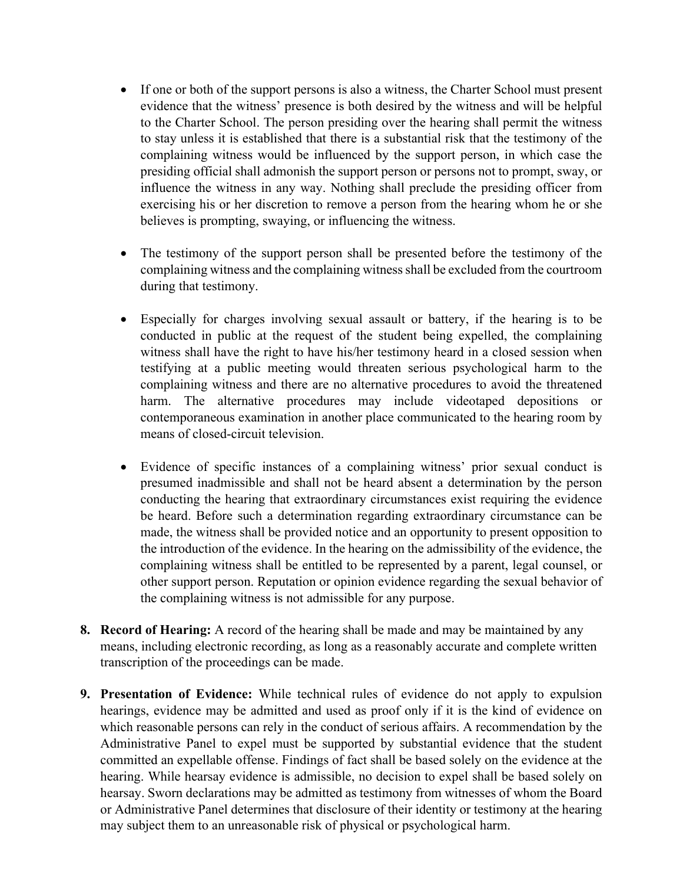- If one or both of the support persons is also a witness, the Charter School must present evidence that the witness' presence is both desired by the witness and will be helpful to the Charter School. The person presiding over the hearing shall permit the witness to stay unless it is established that there is a substantial risk that the testimony of the complaining witness would be influenced by the support person, in which case the presiding official shall admonish the support person or persons not to prompt, sway, or influence the witness in any way. Nothing shall preclude the presiding officer from exercising his or her discretion to remove a person from the hearing whom he or she believes is prompting, swaying, or influencing the witness.

- The testimony of the support person shall be presented before the testimony of the complaining witness and the complaining witness shall be excluded from the courtroom during that testimony.

- Especially for charges involving sexual assault or battery, if the hearing is to be conducted in public at the request of the student being expelled, the complaining witness shall have the right to have his/her testimony heard in a closed session when testifying at a public meeting would threaten serious psychological harm to the complaining witness and there are no alternative procedures to avoid the threatened harm. The alternative procedures may include videotaped depositions or contemporaneous examination in another place communicated to the hearing room by means of closed-circuit television.

- Evidence of specific instances of a complaining witness' prior sexual conduct is presumed inadmissible and shall not be heard absent a determination by the person conducting the hearing that extraordinary circumstances exist requiring the evidence be heard. Before such a determination regarding extraordinary circumstance can be made, the witness shall be provided notice and an opportunity to present opposition to the introduction of the evidence. In the hearing on the admissibility of the evidence, the complaining witness shall be entitled to be represented by a parent, legal counsel, or other support person. Reputation or opinion evidence regarding the sexual behavior of the complaining witness is not admissible for any purpose.

8. **Record of Hearing:** A record of the hearing shall be made and may be maintained by any means, including electronic recording, as long as a reasonably accurate and complete written transcription of the proceedings can be made.

9. **Presentation of Evidence:** While technical rules of evidence do not apply to expulsion hearings, evidence may be admitted and used as proof only if it is the kind of evidence on which reasonable persons can rely in the conduct of serious affairs. A recommendation by the Administrative Panel to expel must be supported by substantial evidence that the student committed an expellable offense. Findings of fact shall be based solely on the evidence at the hearing. While hearsay evidence is admissible, no decision to expel shall be based solely on hearsay. Sworn declarations may be admitted as testimony from witnesses of whom the Board or Administrative Panel determines that disclosure of their identity or testimony at the hearing may subject them to an unreasonable risk of physical or psychological harm.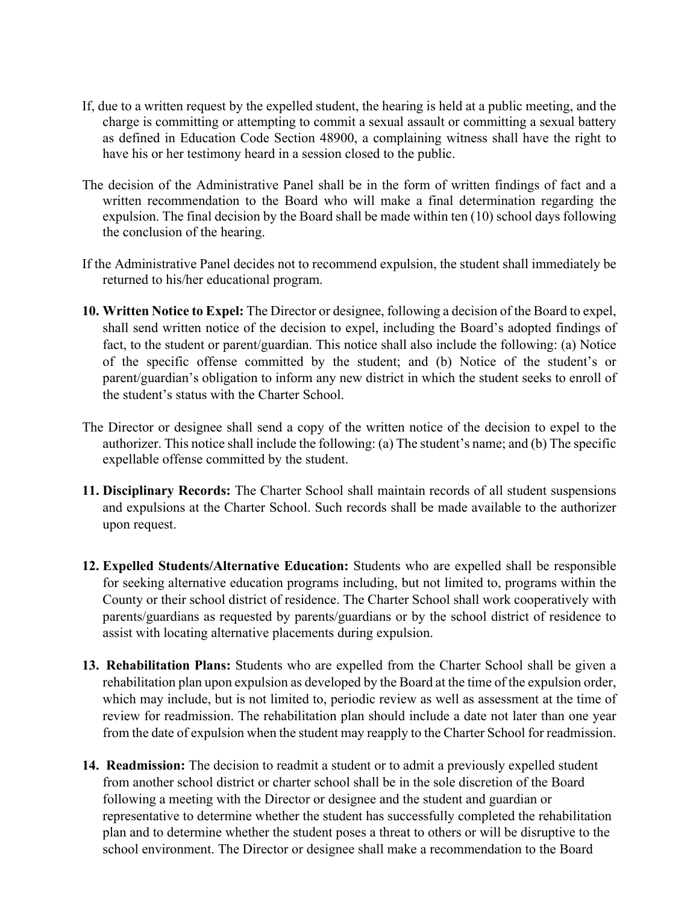If, due to a written request by the expelled student, the hearing is held at a public meeting, and the charge is committing or attempting to commit a sexual assault or committing a sexual battery as defined in Education Code Section 48900, a complaining witness shall have the right to have his or her testimony heard in a session closed to the public.

The decision of the Administrative Panel shall be in the form of written findings of fact and a written recommendation to the Board who will make a final determination regarding the expulsion. The final decision by the Board shall be made within ten (10) school days following the conclusion of the hearing.

If the Administrative Panel decides not to recommend expulsion, the student shall immediately be returned to his/her educational program.

**10. Written Notice to Expel:** The Director or designee, following a decision of the Board to expel, shall send written notice of the decision to expel, including the Board's adopted findings of fact, to the student or parent/guardian. This notice shall also include the following: (a) Notice of the specific offense committed by the student; and (b) Notice of the student's or parent/guardian's obligation to inform any new district in which the student seeks to enroll of the student's status with the Charter School.

The Director or designee shall send a copy of the written notice of the decision to expel to the authorizer. This notice shall include the following: (a) The student's name; and (b) The specific expellable offense committed by the student.

**11. Disciplinary Records:** The Charter School shall maintain records of all student suspensions and expulsions at the Charter School. Such records shall be made available to the authorizer upon request.

**12. Expelled Students/Alternative Education:** Students who are expelled shall be responsible for seeking alternative education programs including, but not limited to, programs within the County or their school district of residence. The Charter School shall work cooperatively with parents/guardians as requested by parents/guardians or by the school district of residence to assist with locating alternative placements during expulsion.

**13. Rehabilitation Plans:** Students who are expelled from the Charter School shall be given a rehabilitation plan upon expulsion as developed by the Board at the time of the expulsion order, which may include, but is not limited to, periodic review as well as assessment at the time of review for readmission. The rehabilitation plan should include a date not later than one year from the date of expulsion when the student may reapply to the Charter School for readmission.

**14. Readmission:** The decision to readmit a student or to admit a previously expelled student from another school district or charter school shall be in the sole discretion of the Board following a meeting with the Director or designee and the student and guardian or representative to determine whether the student has successfully completed the rehabilitation plan and to determine whether the student poses a threat to others or will be disruptive to the school environment. The Director or designee shall make a recommendation to the Board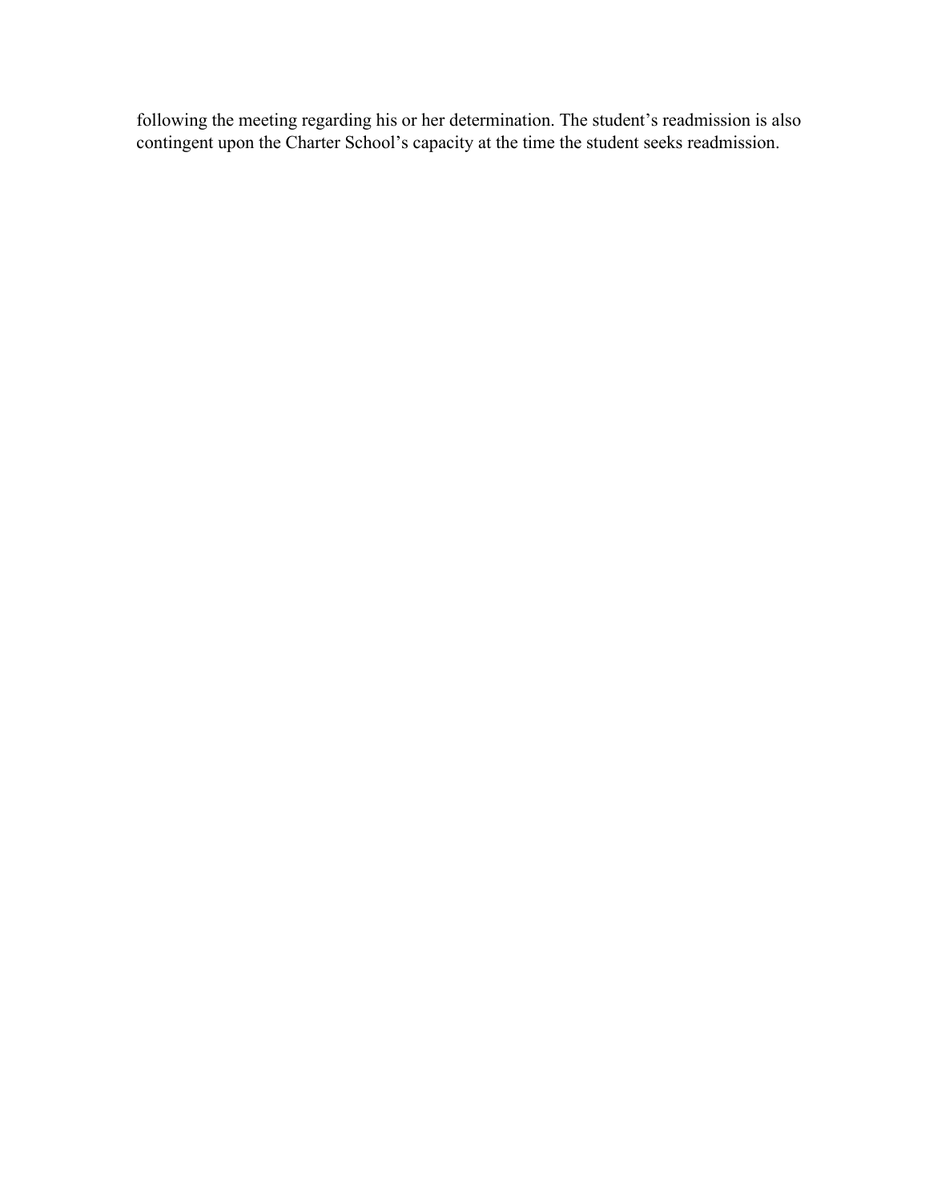following the meeting regarding his or her determination. The student's readmission is also contingent upon the Charter School's capacity at the time the student seeks readmission.